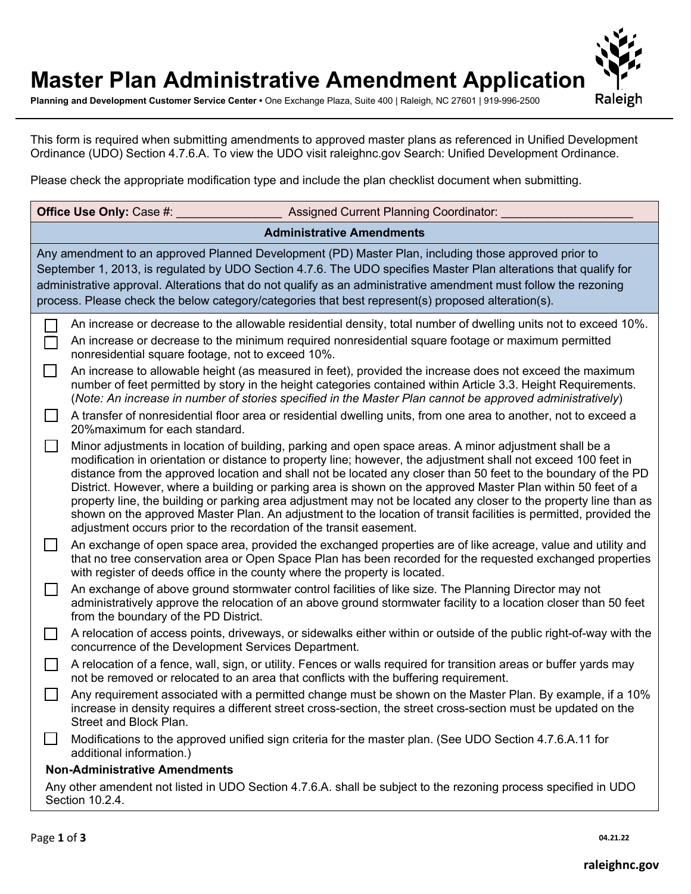# Master Plan Administrative Amendment Application

**Planning and Development Customer Service Center •** One Exchange Plaza, Suite 400 | Raleigh, NC 27601 | 919-996-2500

This form is required when submitting amendments to approved master plans as referenced in Unified Development Ordinance (UDO) Section 4.7.6.A. To view the UDO visit raleighnc.gov Search: Unified Development Ordinance.

Please check the appropriate modification type and include the plan checklist document when submitting.

**Office Use Only:** Case #: ________________ Assigned Current Planning Coordinator: ____________________

## Administrative Amendments

Any amendment to an approved Planned Development (PD) Master Plan, including those approved prior to September 1, 2013, is regulated by UDO Section 4.7.6. The UDO specifies Master Plan alterations that qualify for administrative approval. Alterations that do not qualify as an administrative amendment must follow the rezoning process. Please check the below category/categories that best represent(s) proposed alteration(s).

- ☐ An increase or decrease to the allowable residential density, total number of dwelling units not to exceed 10%.
- ☐ An increase or decrease to the minimum required nonresidential square footage or maximum permitted nonresidential square footage, not to exceed 10%.
- ☐ An increase to allowable height (as measured in feet), provided the increase does not exceed the maximum number of feet permitted by story in the height categories contained within Article 3.3. Height Requirements. (*Note: An increase in number of stories specified in the Master Plan cannot be approved administratively*)
- ☐ A transfer of nonresidential floor area or residential dwelling units, from one area to another, not to exceed a 20%maximum for each standard.
- ☐ Minor adjustments in location of building, parking and open space areas. A minor adjustment shall be a modification in orientation or distance to property line; however, the adjustment shall not exceed 100 feet in distance from the approved location and shall not be located any closer than 50 feet to the boundary of the PD District. However, where a building or parking area is shown on the approved Master Plan within 50 feet of a property line, the building or parking area adjustment may not be located any closer to the property line than as shown on the approved Master Plan. An adjustment to the location of transit facilities is permitted, provided the adjustment occurs prior to the recordation of the transit easement.
- ☐ An exchange of open space area, provided the exchanged properties are of like acreage, value and utility and that no tree conservation area or Open Space Plan has been recorded for the requested exchanged properties with register of deeds office in the county where the property is located.
- ☐ An exchange of above ground stormwater control facilities of like size. The Planning Director may not administratively approve the relocation of an above ground stormwater facility to a location closer than 50 feet from the boundary of the PD District.
- ☐ A relocation of access points, driveways, or sidewalks either within or outside of the public right-of-way with the concurrence of the Development Services Department.
- ☐ A relocation of a fence, wall, sign, or utility. Fences or walls required for transition areas or buffer yards may not be removed or relocated to an area that conflicts with the buffering requirement.
- ☐ Any requirement associated with a permitted change must be shown on the Master Plan. By example, if a 10% increase in density requires a different street cross-section, the street cross-section must be updated on the Street and Block Plan.
- ☐ Modifications to the approved unified sign criteria for the master plan. (See UDO Section 4.7.6.A.11 for additional information.)

### Non-Administrative Amendments

Any other amendent not listed in UDO Section 4.7.6.A. shall be subject to the rezoning process specified in UDO Section 10.2.4.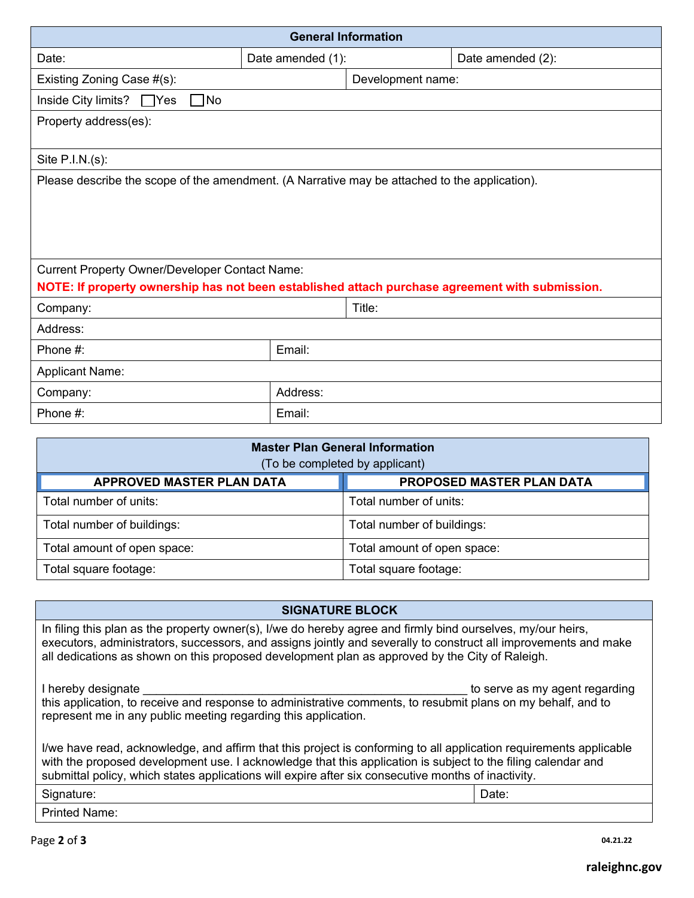| General Information | | |
|---|---|---|
| Date: | Date amended (1): | Date amended (2): |
| Existing Zoning Case #(s): | Development name: | |
| Inside City limits? ☐Yes ☐No | | |
| Property address(es): | | |
| Site P.I.N.(s): | | |
| Please describe the scope of the amendment. (A Narrative may be attached to the application). | | |
| Current Property Owner/Developer Contact Name:<br>**NOTE: If property ownership has not been established attach purchase agreement with submission.** | | |
| Company: | Title: | |
| Address: | | |
| Phone #: | Email: | |
| Applicant Name: | | |
| Company: | Address: | |
| Phone #: | Email: | |

| Master Plan General Information (To be completed by applicant) | |
|---|---|
| **APPROVED MASTER PLAN DATA** | **PROPOSED MASTER PLAN DATA** |
| Total number of units: | Total number of units: |
| Total number of buildings: | Total number of buildings: |
| Total amount of open space: | Total amount of open space: |
| Total square footage: | Total square footage: |

## SIGNATURE BLOCK

In filing this plan as the property owner(s), I/we do hereby agree and firmly bind ourselves, my/our heirs, executors, administrators, successors, and assigns jointly and severally to construct all improvements and make all dedications as shown on this proposed development plan as approved by the City of Raleigh.

I hereby designate ________________________________________________ to serve as my agent regarding this application, to receive and response to administrative comments, to resubmit plans on my behalf, and to represent me in any public meeting regarding this application.

I/we have read, acknowledge, and affirm that this project is conforming to all application requirements applicable with the proposed development use. I acknowledge that this application is subject to the filing calendar and submittal policy, which states applications will expire after six consecutive months of inactivity.

| Signature: | Date: |
|---|---|
| Printed Name: | |

04.21.22

raleighnc.gov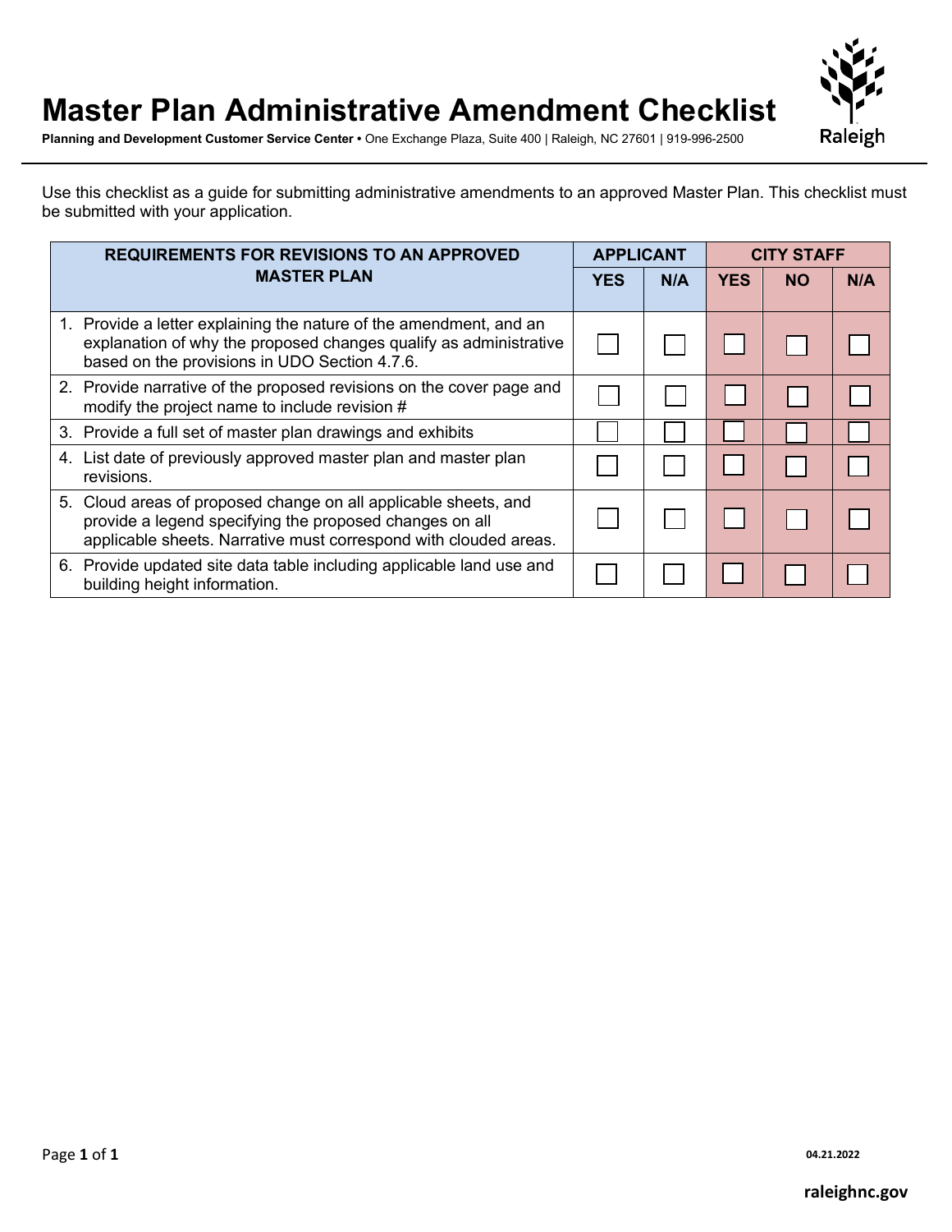# Master Plan Administrative Amendment Checklist

**Planning and Development Customer Service Center •** One Exchange Plaza, Suite 400 | Raleigh, NC 27601 | 919-996-2500

Use this checklist as a guide for submitting administrative amendments to an approved Master Plan. This checklist must be submitted with your application.

| REQUIREMENTS FOR REVISIONS TO AN APPROVED MASTER PLAN | APPLICANT | | CITY STAFF | | |
|---|---|---|---|---|---|
| | YES | N/A | YES | NO | N/A |
| 1. Provide a letter explaining the nature of the amendment, and an explanation of why the proposed changes qualify as administrative based on the provisions in UDO Section 4.7.6. | ☐ | ☐ | ☐ | ☐ | ☐ |
| 2. Provide narrative of the proposed revisions on the cover page and modify the project name to include revision # | ☐ | ☐ | ☐ | ☐ | ☐ |
| 3. Provide a full set of master plan drawings and exhibits | ☐ | ☐ | ☐ | ☐ | ☐ |
| 4. List date of previously approved master plan and master plan revisions. | ☐ | ☐ | ☐ | ☐ | ☐ |
| 5. Cloud areas of proposed change on all applicable sheets, and provide a legend specifying the proposed changes on all applicable sheets. Narrative must correspond with clouded areas. | ☐ | ☐ | ☐ | ☐ | ☐ |
| 6. Provide updated site data table including applicable land use and building height information. | ☐ | ☐ | ☐ | ☐ | ☐ |

04.21.2022

raleighnc.gov